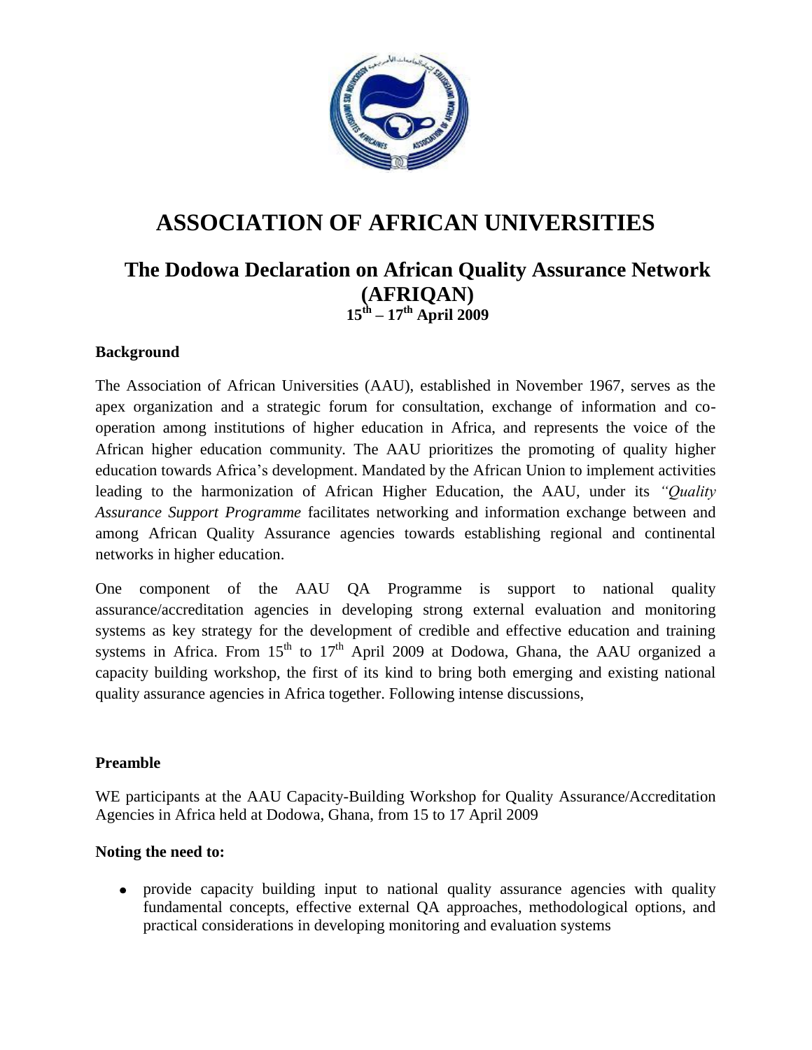# ASSOCIATION OF AFRICAN UNIVERSITIES

## The Dodowa Declaration on African Quality Assurance Network (AFRIQAN)

## 15th – 17th April 2009

**Background**

The Association of African Universities (AAU), established in November 1967, serves as the apex organization and a strategic forum for consultation, exchange of information and co-operation among institutions of higher education in Africa, and represents the voice of the African higher education community. The AAU prioritizes the promoting of quality higher education towards Africa's development. Mandated by the African Union to implement activities leading to the harmonization of African Higher Education, the AAU, under its *"Quality Assurance Support Programme* facilitates networking and information exchange between and among African Quality Assurance agencies towards establishing regional and continental networks in higher education.

One component of the AAU QA Programme is support to national quality assurance/accreditation agencies in developing strong external evaluation and monitoring systems as key strategy for the development of credible and effective education and training systems in Africa. From 15th to 17th April 2009 at Dodowa, Ghana, the AAU organized a capacity building workshop, the first of its kind to bring both emerging and existing national quality assurance agencies in Africa together. Following intense discussions,

**Preamble**

WE participants at the AAU Capacity-Building Workshop for Quality Assurance/Accreditation Agencies in Africa held at Dodowa, Ghana, from 15 to 17 April 2009

**Noting the need to:**

- provide capacity building input to national quality assurance agencies with quality fundamental concepts, effective external QA approaches, methodological options, and practical considerations in developing monitoring and evaluation systems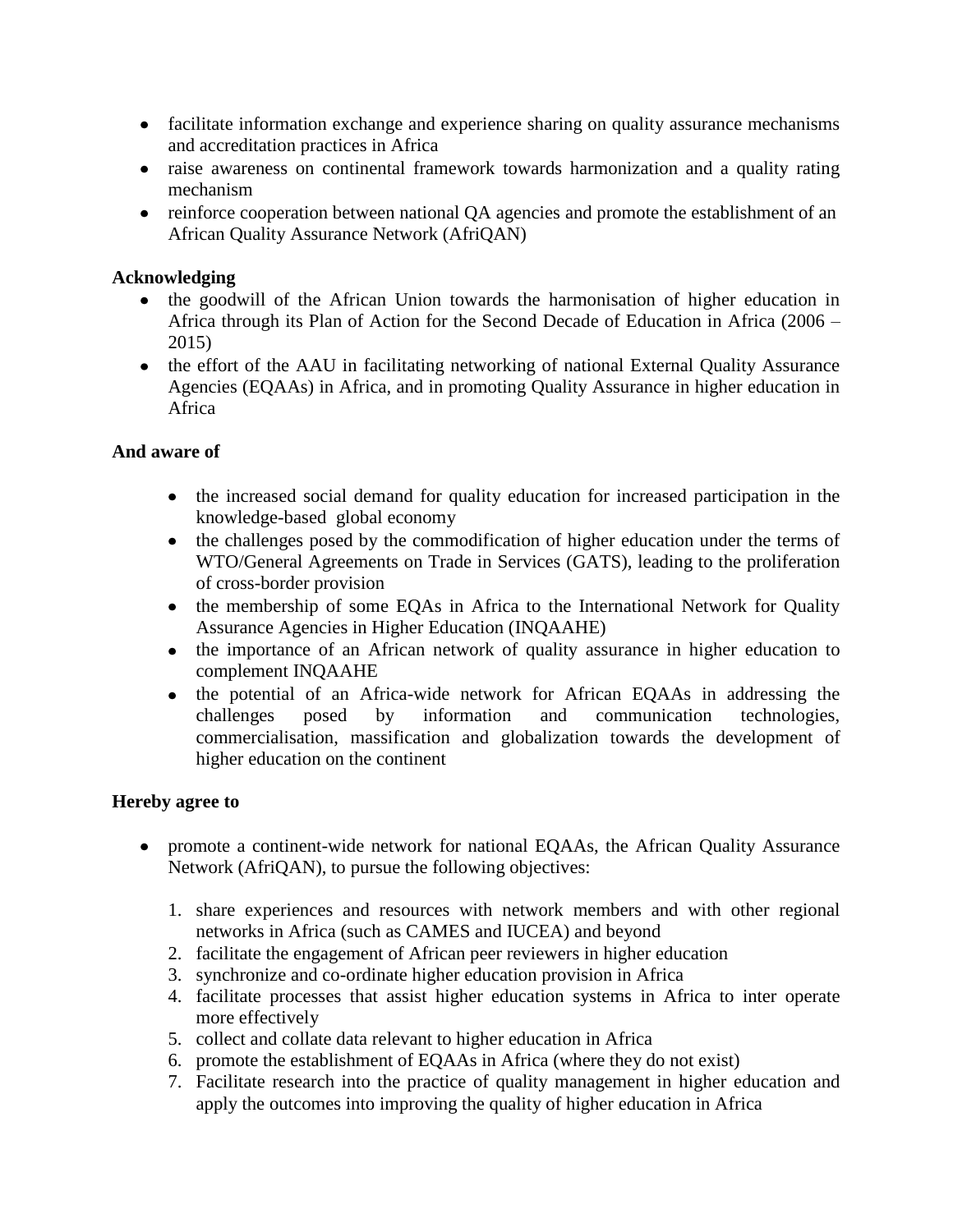- facilitate information exchange and experience sharing on quality assurance mechanisms and accreditation practices in Africa
- raise awareness on continental framework towards harmonization and a quality rating mechanism
- reinforce cooperation between national QA agencies and promote the establishment of an African Quality Assurance Network (AfriQAN)

**Acknowledging**

- the goodwill of the African Union towards the harmonisation of higher education in Africa through its Plan of Action for the Second Decade of Education in Africa (2006 – 2015)
- the effort of the AAU in facilitating networking of national External Quality Assurance Agencies (EQAAs) in Africa, and in promoting Quality Assurance in higher education in Africa

**And aware of**

- the increased social demand for quality education for increased participation in the knowledge-based global economy
- the challenges posed by the commodification of higher education under the terms of WTO/General Agreements on Trade in Services (GATS), leading to the proliferation of cross-border provision
- the membership of some EQAs in Africa to the International Network for Quality Assurance Agencies in Higher Education (INQAAHE)
- the importance of an African network of quality assurance in higher education to complement INQAAHE
- the potential of an Africa-wide network for African EQAAs in addressing the challenges posed by information and communication technologies, commercialisation, massification and globalization towards the development of higher education on the continent

**Hereby agree to**

- promote a continent-wide network for national EQAAs, the African Quality Assurance Network (AfriQAN), to pursue the following objectives:

  1. share experiences and resources with network members and with other regional networks in Africa (such as CAMES and IUCEA) and beyond
  2. facilitate the engagement of African peer reviewers in higher education
  3. synchronize and co-ordinate higher education provision in Africa
  4. facilitate processes that assist higher education systems in Africa to inter operate more effectively
  5. collect and collate data relevant to higher education in Africa
  6. promote the establishment of EQAAs in Africa (where they do not exist)
  7. Facilitate research into the practice of quality management in higher education and apply the outcomes into improving the quality of higher education in Africa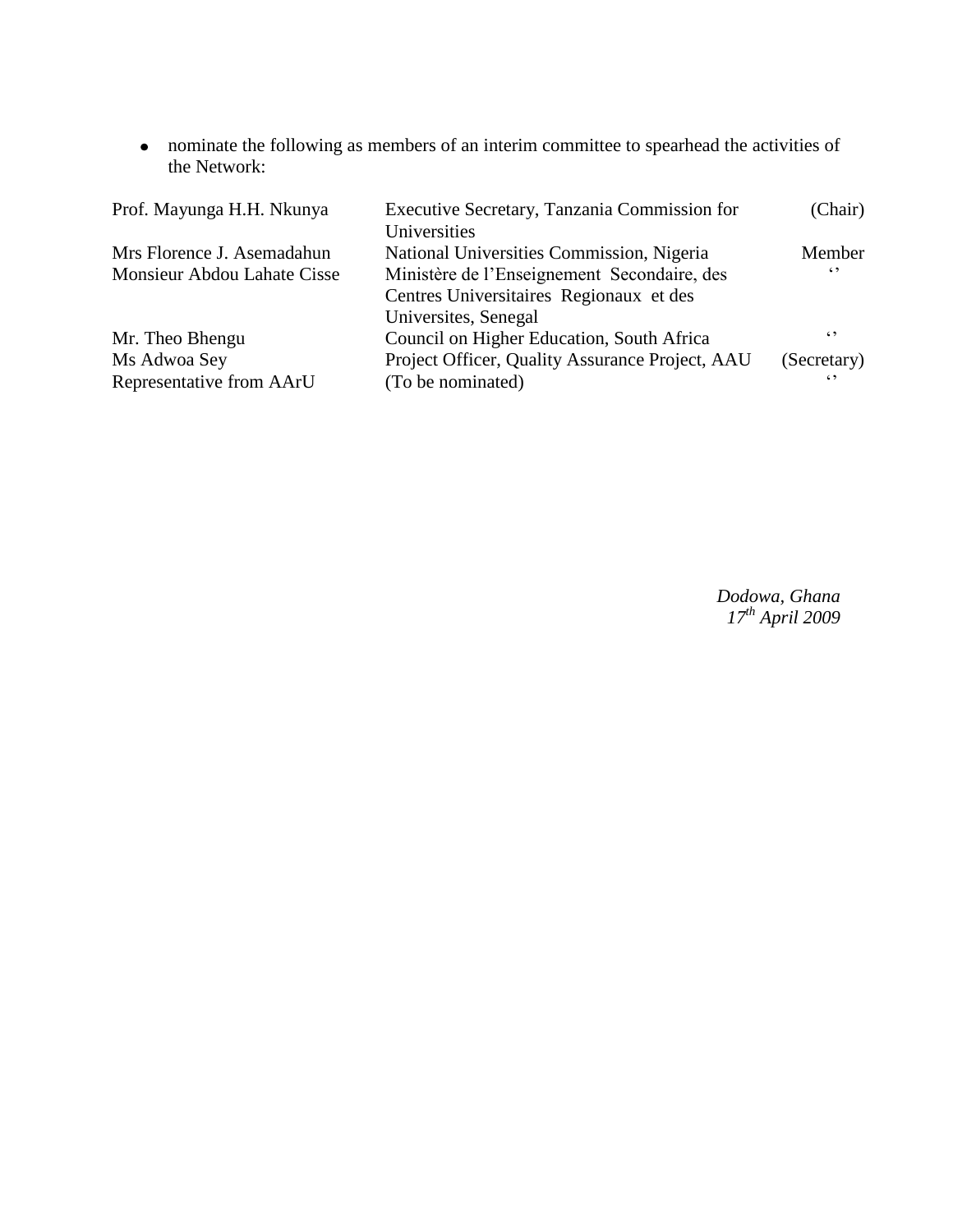- nominate the following as members of an interim committee to spearhead the activities of the Network:

| | | |
|---|---|---|
| Prof. Mayunga H.H. Nkunya | Executive Secretary, Tanzania Commission for Universities | (Chair) |
| Mrs Florence J. Asemadahun | National Universities Commission, Nigeria | Member |
| Monsieur Abdou Lahate Cisse | Ministère de l'Enseignement Secondaire, des Centres Universitaires Regionaux et des Universites, Senegal | '' |
| Mr. Theo Bhengu | Council on Higher Education, South Africa | '' |
| Ms Adwoa Sey | Project Officer, Quality Assurance Project, AAU | (Secretary) |
| Representative from AArU | (To be nominated) | '' |

*Dodowa, Ghana*
*17th April 2009*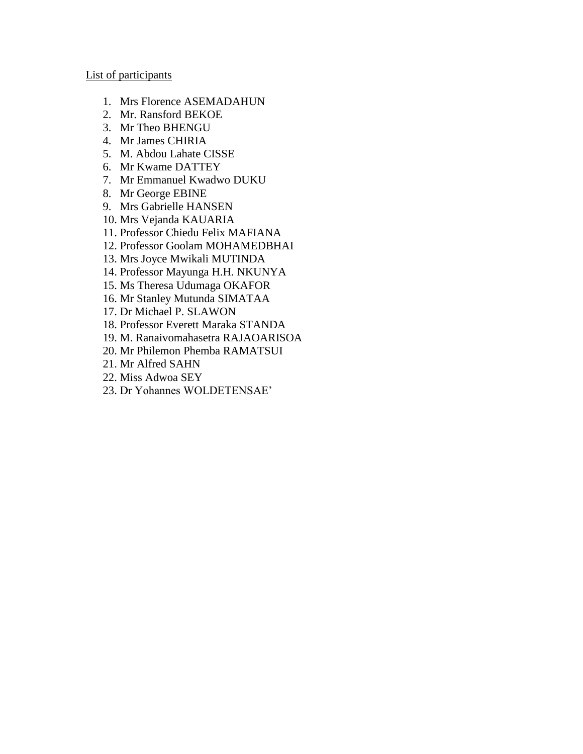<u>List of participants</u>

1. Mrs Florence ASEMADAHUN
2. Mr. Ransford BEKOE
3. Mr Theo BHENGU
4. Mr James CHIRIA
5. M. Abdou Lahate CISSE
6. Mr Kwame DATTEY
7. Mr Emmanuel Kwadwo DUKU
8. Mr George EBINE
9. Mrs Gabrielle HANSEN
10. Mrs Vejanda KAUARIA
11. Professor Chiedu Felix MAFIANA
12. Professor Goolam MOHAMEDBHAI
13. Mrs Joyce Mwikali MUTINDA
14. Professor Mayunga H.H. NKUNYA
15. Ms Theresa Udumaga OKAFOR
16. Mr Stanley Mutunda SIMATAA
17. Dr Michael P. SLAWON
18. Professor Everett Maraka STANDA
19. M. Ranaivomahasetra RAJAOARISOA
20. Mr Philemon Phemba RAMATSUI
21. Mr Alfred SAHN
22. Miss Adwoa SEY
23. Dr Yohannes WOLDETENSAE'